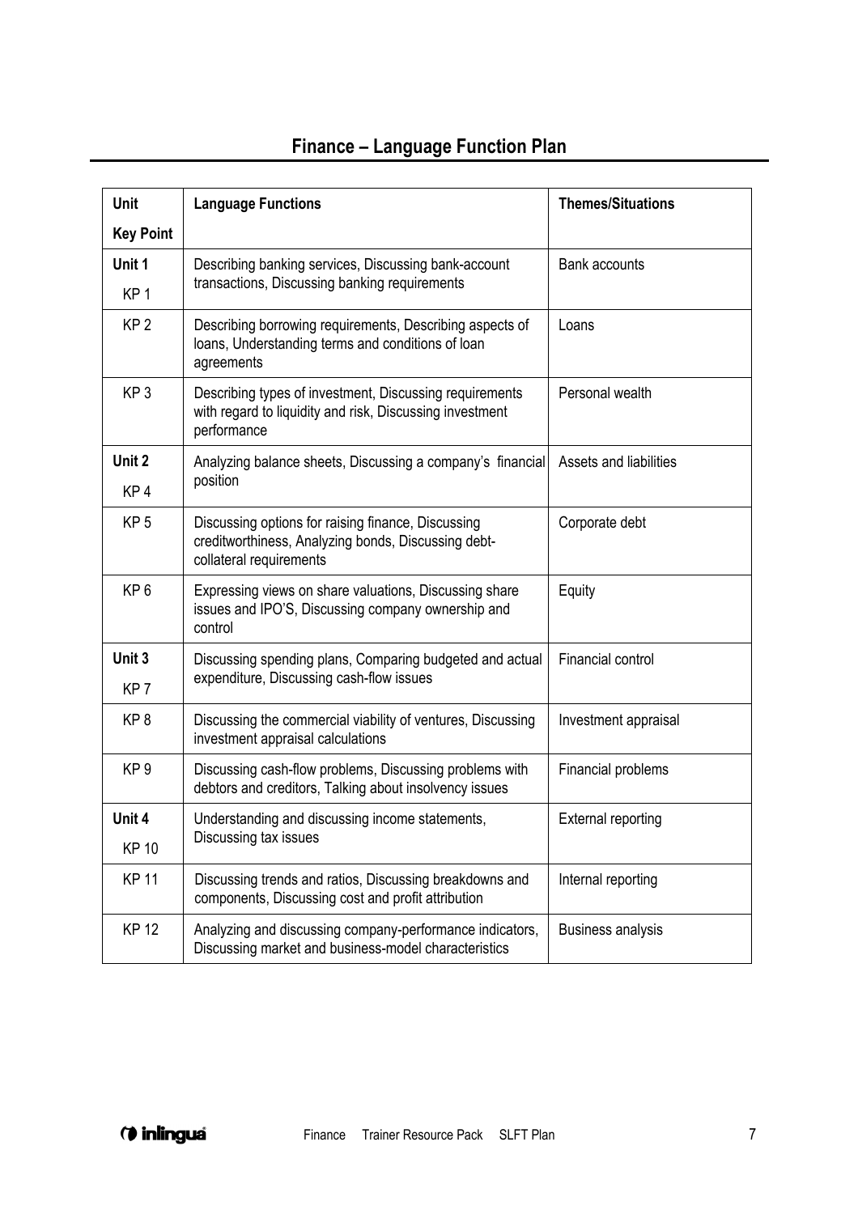# Finance – Language Function Plan

| Unit<br>Key Point | Language Functions | Themes/Situations |
|---|---|---|
| Unit 1<br>KP 1 | Describing banking services, Discussing bank-account transactions, Discussing banking requirements | Bank accounts |
| KP 2 | Describing borrowing requirements, Describing aspects of loans, Understanding terms and conditions of loan agreements | Loans |
| KP 3 | Describing types of investment, Discussing requirements with regard to liquidity and risk, Discussing investment performance | Personal wealth |
| Unit 2<br>KP 4 | Analyzing balance sheets, Discussing a company's financial position | Assets and liabilities |
| KP 5 | Discussing options for raising finance, Discussing creditworthiness, Analyzing bonds, Discussing debt-collateral requirements | Corporate debt |
| KP 6 | Expressing views on share valuations, Discussing share issues and IPO'S, Discussing company ownership and control | Equity |
| Unit 3<br>KP 7 | Discussing spending plans, Comparing budgeted and actual expenditure, Discussing cash-flow issues | Financial control |
| KP 8 | Discussing the commercial viability of ventures, Discussing investment appraisal calculations | Investment appraisal |
| KP 9 | Discussing cash-flow problems, Discussing problems with debtors and creditors, Talking about insolvency issues | Financial problems |
| Unit 4<br>KP 10 | Understanding and discussing income statements, Discussing tax issues | External reporting |
| KP 11 | Discussing trends and ratios, Discussing breakdowns and components, Discussing cost and profit attribution | Internal reporting |
| KP 12 | Analyzing and discussing company-performance indicators, Discussing market and business-model characteristics | Business analysis |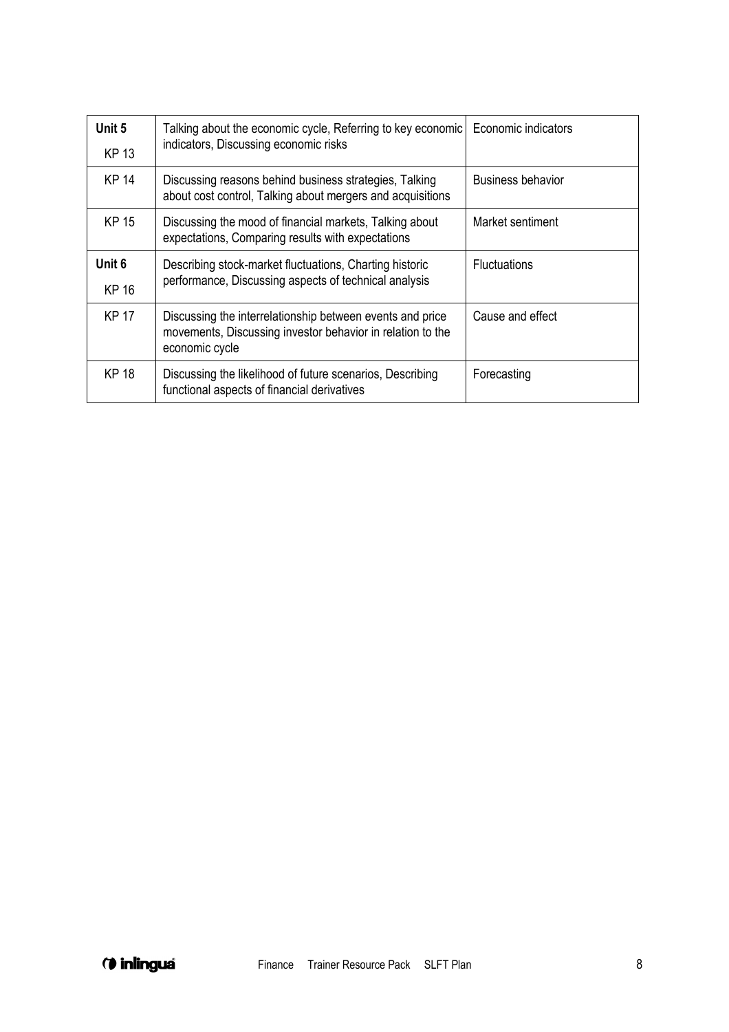| | | |
|---|---|---|
| **Unit 5**<br>KP 13 | Talking about the economic cycle, Referring to key economic indicators, Discussing economic risks | Economic indicators |
| KP 14 | Discussing reasons behind business strategies, Talking about cost control, Talking about mergers and acquisitions | Business behavior |
| KP 15 | Discussing the mood of financial markets, Talking about expectations, Comparing results with expectations | Market sentiment |
| **Unit 6**<br>KP 16 | Describing stock-market fluctuations, Charting historic performance, Discussing aspects of technical analysis | Fluctuations |
| KP 17 | Discussing the interrelationship between events and price movements, Discussing investor behavior in relation to the economic cycle | Cause and effect |
| KP 18 | Discussing the likelihood of future scenarios, Describing functional aspects of financial derivatives | Forecasting |